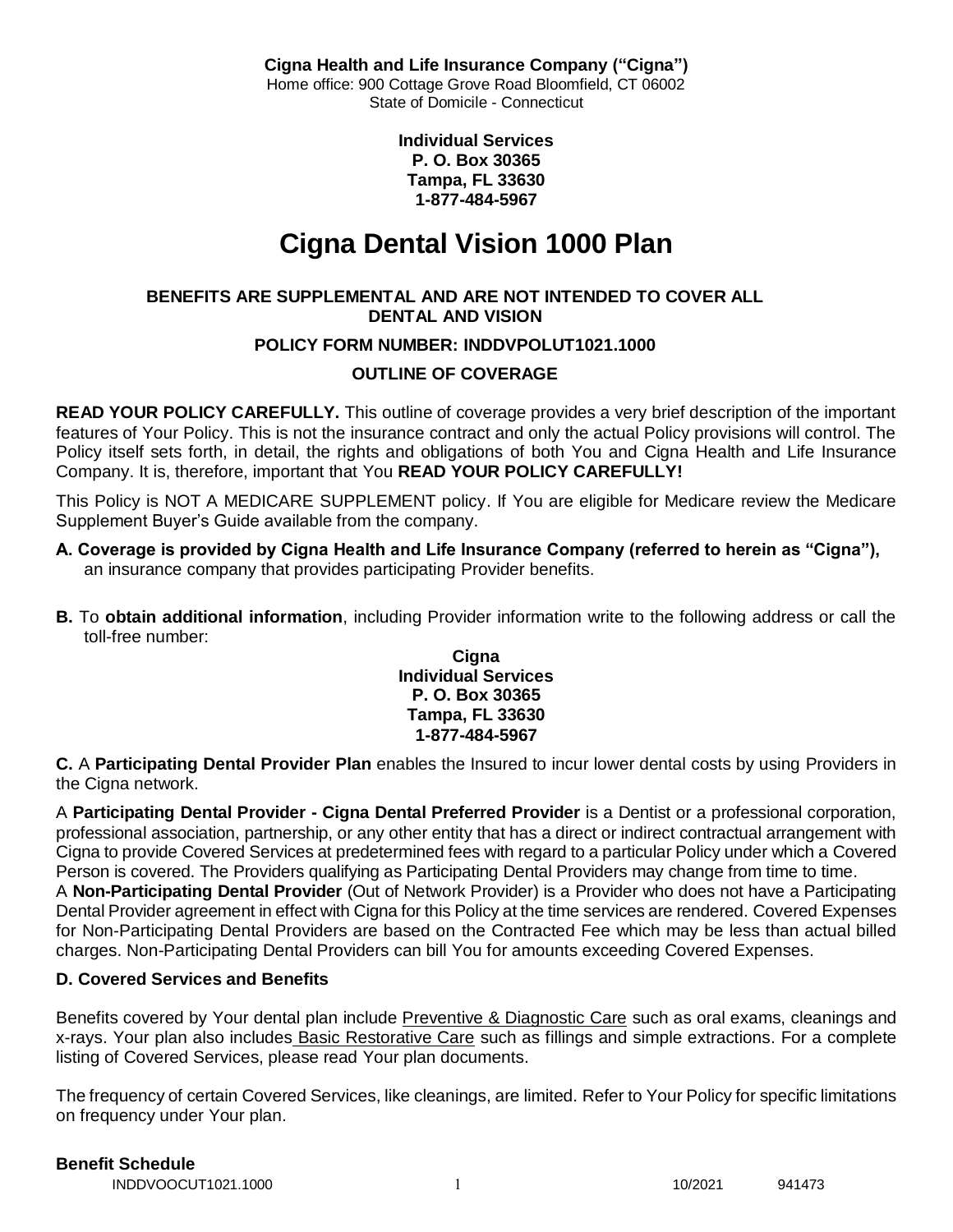**Cigna Health and Life Insurance Company ("Cigna")**
Home office: 900 Cottage Grove Road Bloomfield, CT 06002
State of Domicile - Connecticut

**Individual Services**
**P. O. Box 30365**
**Tampa, FL 33630**
**1-877-484-5967**

# Cigna Dental Vision 1000 Plan

**BENEFITS ARE SUPPLEMENTAL AND ARE NOT INTENDED TO COVER ALL DENTAL AND VISION**

**POLICY FORM NUMBER: INDDVPOLUT1021.1000**

**OUTLINE OF COVERAGE**

**READ YOUR POLICY CAREFULLY.** This outline of coverage provides a very brief description of the important features of Your Policy. This is not the insurance contract and only the actual Policy provisions will control. The Policy itself sets forth, in detail, the rights and obligations of both You and Cigna Health and Life Insurance Company. It is, therefore, important that You **READ YOUR POLICY CAREFULLY!**

This Policy is NOT A MEDICARE SUPPLEMENT policy. If You are eligible for Medicare review the Medicare Supplement Buyer's Guide available from the company.

**A. Coverage is provided by Cigna Health and Life Insurance Company (referred to herein as "Cigna"),** an insurance company that provides participating Provider benefits.

**B.** To **obtain additional information**, including Provider information write to the following address or call the toll-free number:

**Cigna**
**Individual Services**
**P. O. Box 30365**
**Tampa, FL 33630**
**1-877-484-5967**

**C.** A **Participating Dental Provider Plan** enables the Insured to incur lower dental costs by using Providers in the Cigna network.

A **Participating Dental Provider - Cigna Dental Preferred Provider** is a Dentist or a professional corporation, professional association, partnership, or any other entity that has a direct or indirect contractual arrangement with Cigna to provide Covered Services at predetermined fees with regard to a particular Policy under which a Covered Person is covered. The Providers qualifying as Participating Dental Providers may change from time to time.
A **Non-Participating Dental Provider** (Out of Network Provider) is a Provider who does not have a Participating Dental Provider agreement in effect with Cigna for this Policy at the time services are rendered. Covered Expenses for Non-Participating Dental Providers are based on the Contracted Fee which may be less than actual billed charges. Non-Participating Dental Providers can bill You for amounts exceeding Covered Expenses.

**D. Covered Services and Benefits**

Benefits covered by Your dental plan include Preventive & Diagnostic Care such as oral exams, cleanings and x-rays. Your plan also includes Basic Restorative Care such as fillings and simple extractions. For a complete listing of Covered Services, please read Your plan documents.

The frequency of certain Covered Services, like cleanings, are limited. Refer to Your Policy for specific limitations on frequency under Your plan.

**Benefit Schedule**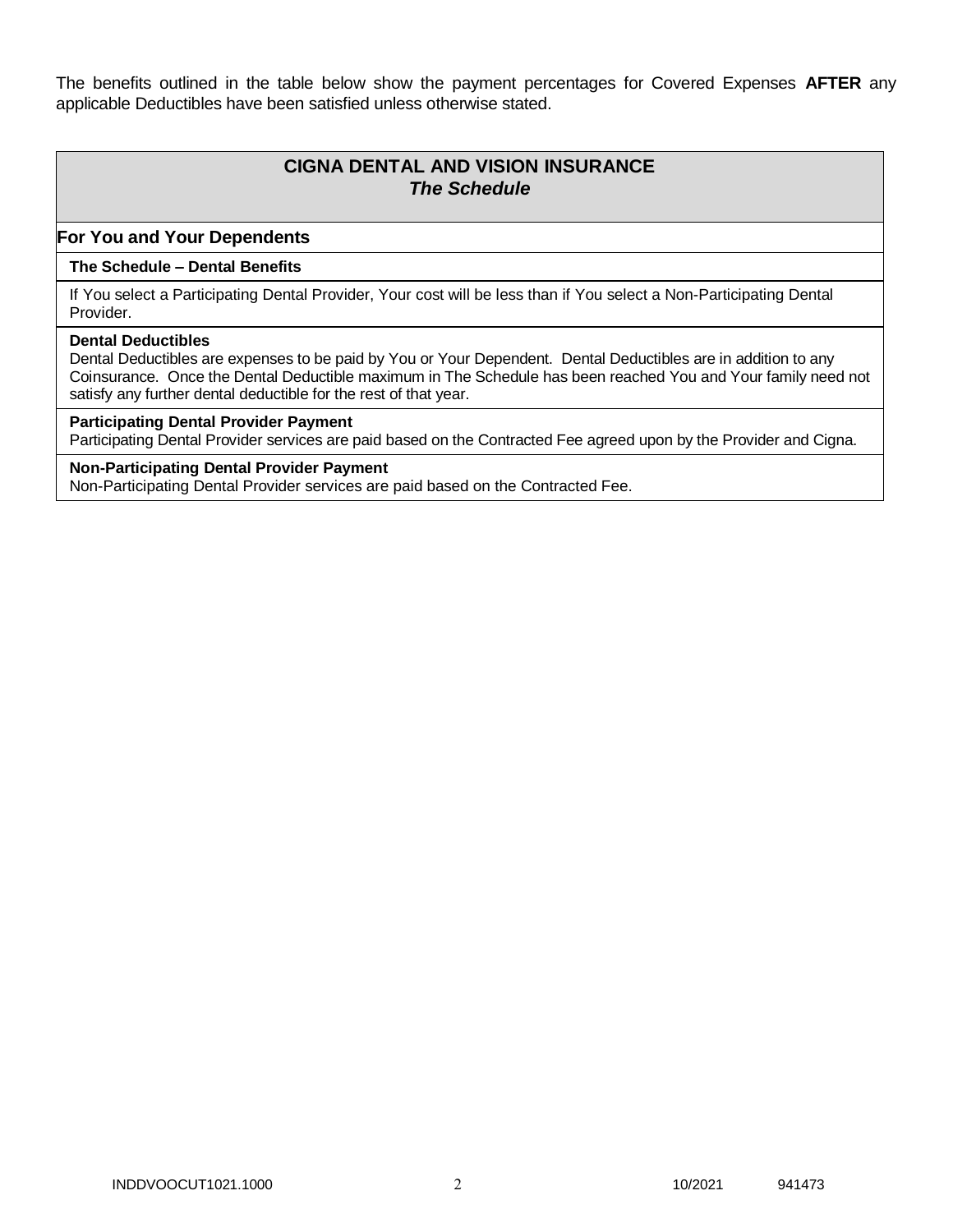The benefits outlined in the table below show the payment percentages for Covered Expenses **AFTER** any applicable Deductibles have been satisfied unless otherwise stated.

## CIGNA DENTAL AND VISION INSURANCE
### *The Schedule*

### For You and Your Dependents

**The Schedule – Dental Benefits**

If You select a Participating Dental Provider, Your cost will be less than if You select a Non-Participating Dental Provider.

**Dental Deductibles**
Dental Deductibles are expenses to be paid by You or Your Dependent. Dental Deductibles are in addition to any Coinsurance. Once the Dental Deductible maximum in The Schedule has been reached You and Your family need not satisfy any further dental deductible for the rest of that year.

**Participating Dental Provider Payment**
Participating Dental Provider services are paid based on the Contracted Fee agreed upon by the Provider and Cigna.

**Non-Participating Dental Provider Payment**
Non-Participating Dental Provider services are paid based on the Contracted Fee.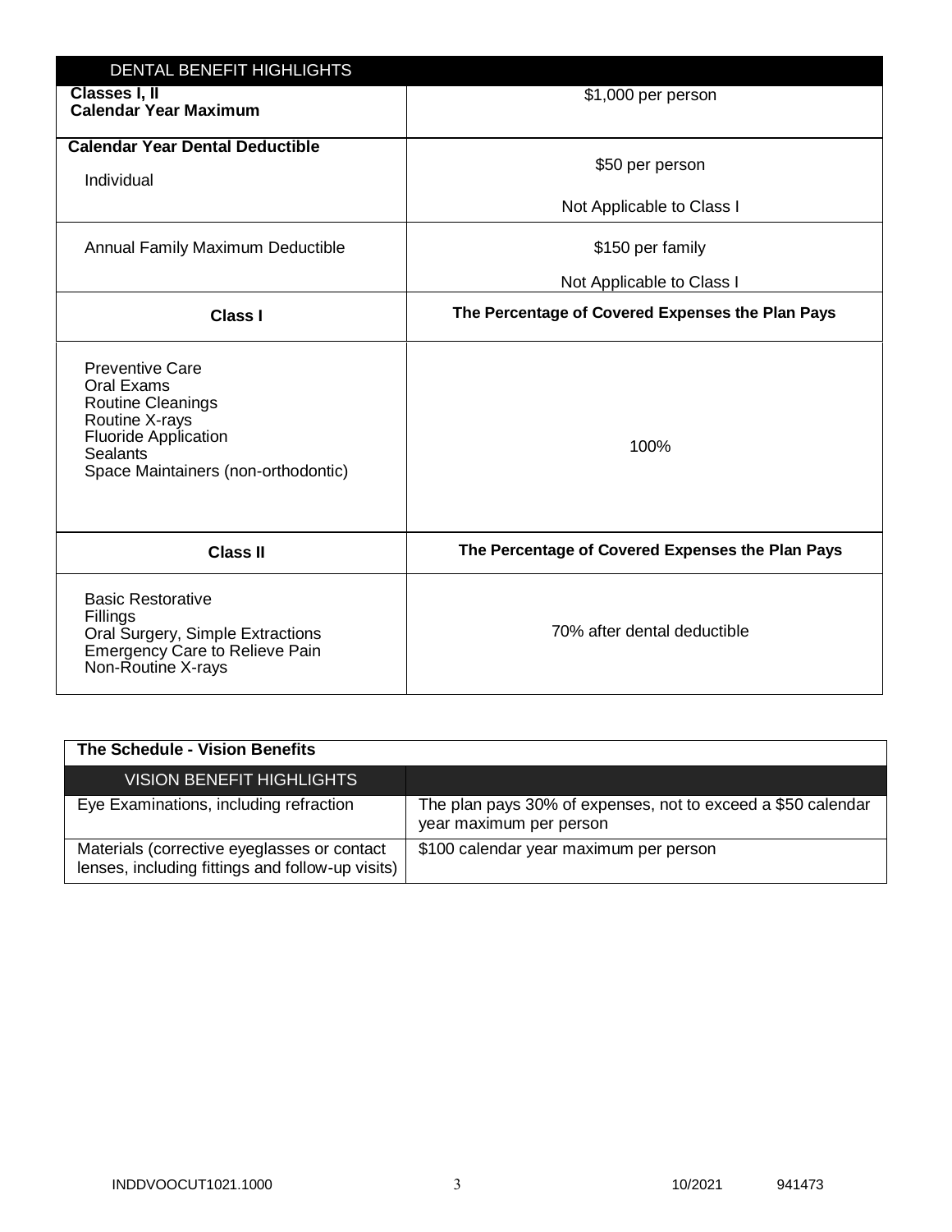| DENTAL BENEFIT HIGHLIGHTS | |
|---|---|
| **Classes I, II** **Calendar Year Maximum** | $1,000 per person |
| **Calendar Year Dental Deductible** Individual | $50 per person Not Applicable to Class I |
| Annual Family Maximum Deductible | $150 per family Not Applicable to Class I |
| **Class I** | **The Percentage of Covered Expenses the Plan Pays** |
| Preventive Care Oral Exams Routine Cleanings Routine X-rays Fluoride Application Sealants Space Maintainers (non-orthodontic) | 100% |
| **Class II** | **The Percentage of Covered Expenses the Plan Pays** |
| Basic Restorative Fillings Oral Surgery, Simple Extractions Emergency Care to Relieve Pain Non-Routine X-rays | 70% after dental deductible |

**The Schedule - Vision Benefits**

| VISION BENEFIT HIGHLIGHTS | |
|---|---|
| Eye Examinations, including refraction | The plan pays 30% of expenses, not to exceed a $50 calendar year maximum per person |
| Materials (corrective eyeglasses or contact lenses, including fittings and follow-up visits) | $100 calendar year maximum per person |

INDDVOOCUT1021.1000 10/2021 941473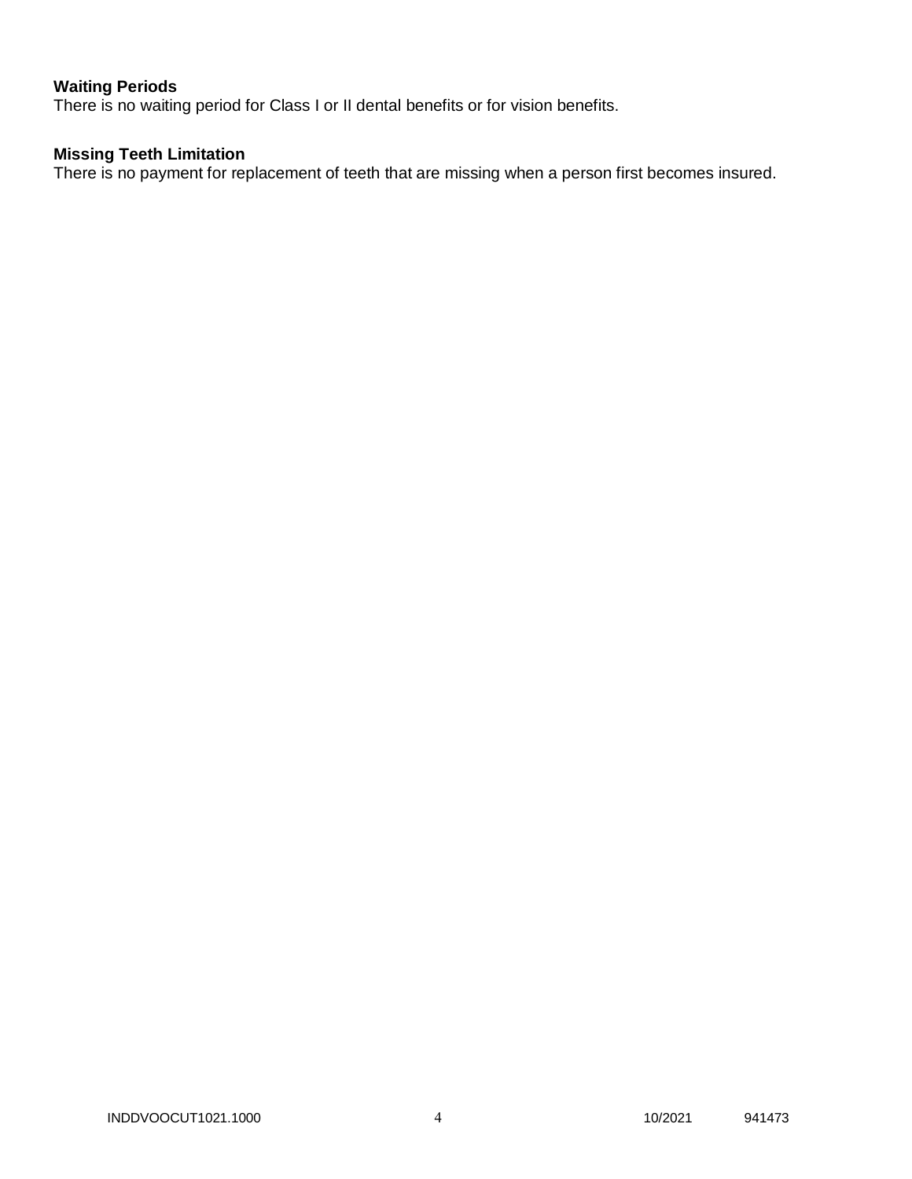**Waiting Periods**

There is no waiting period for Class I or II dental benefits or for vision benefits.

**Missing Teeth Limitation**

There is no payment for replacement of teeth that are missing when a person first becomes insured.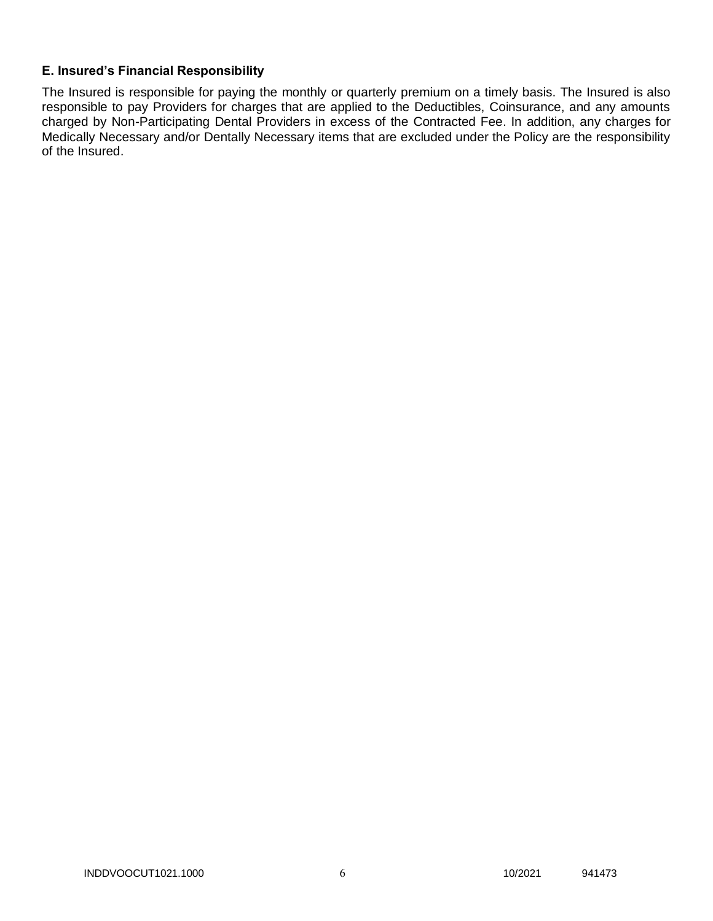### E. Insured's Financial Responsibility

The Insured is responsible for paying the monthly or quarterly premium on a timely basis. The Insured is also responsible to pay Providers for charges that are applied to the Deductibles, Coinsurance, and any amounts charged by Non-Participating Dental Providers in excess of the Contracted Fee. In addition, any charges for Medically Necessary and/or Dentally Necessary items that are excluded under the Policy are the responsibility of the Insured.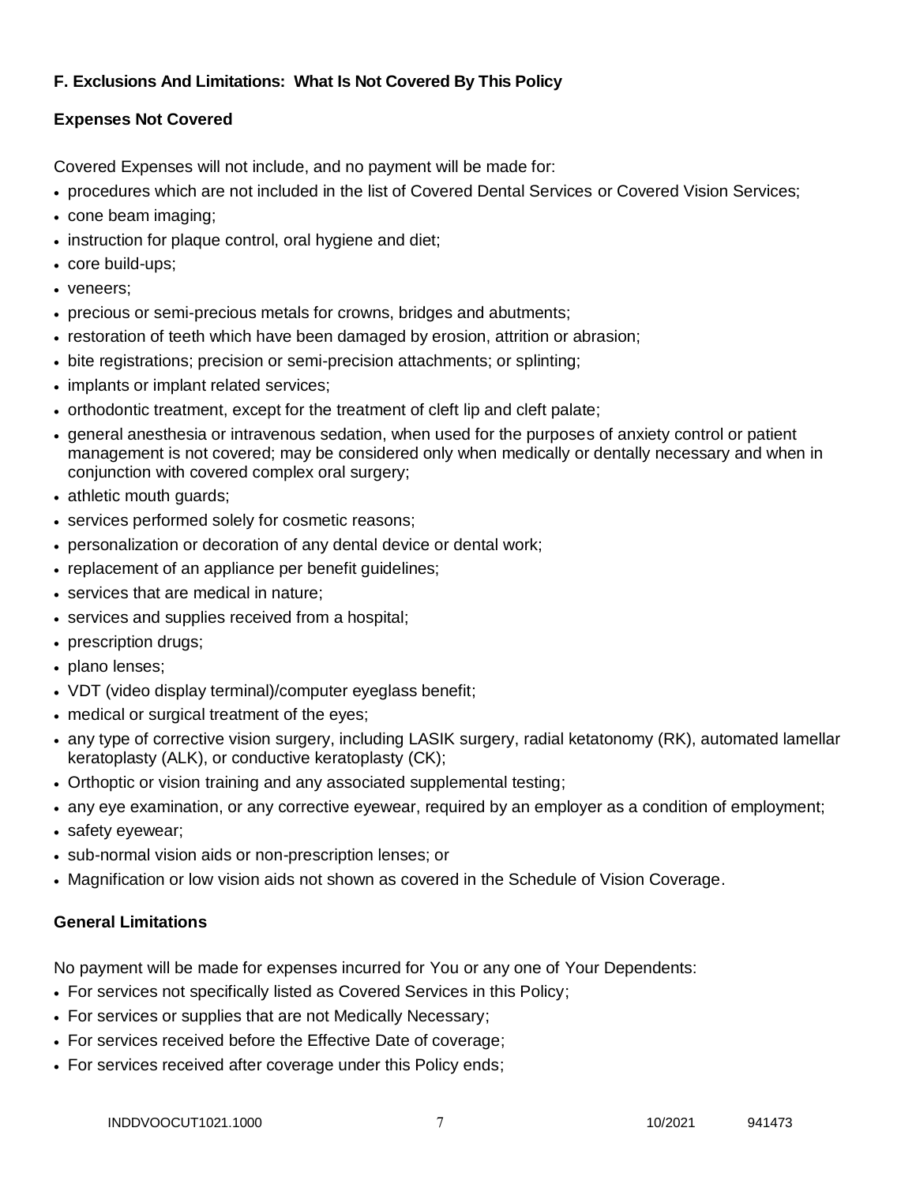## F. Exclusions And Limitations: What Is Not Covered By This Policy

### Expenses Not Covered

Covered Expenses will not include, and no payment will be made for:

- procedures which are not included in the list of Covered Dental Services or Covered Vision Services;
- cone beam imaging;
- instruction for plaque control, oral hygiene and diet;
- core build-ups;
- veneers;
- precious or semi-precious metals for crowns, bridges and abutments;
- restoration of teeth which have been damaged by erosion, attrition or abrasion;
- bite registrations; precision or semi-precision attachments; or splinting;
- implants or implant related services;
- orthodontic treatment, except for the treatment of cleft lip and cleft palate;
- general anesthesia or intravenous sedation, when used for the purposes of anxiety control or patient management is not covered; may be considered only when medically or dentally necessary and when in conjunction with covered complex oral surgery;
- athletic mouth guards;
- services performed solely for cosmetic reasons;
- personalization or decoration of any dental device or dental work;
- replacement of an appliance per benefit guidelines;
- services that are medical in nature;
- services and supplies received from a hospital;
- prescription drugs;
- plano lenses;
- VDT (video display terminal)/computer eyeglass benefit;
- medical or surgical treatment of the eyes;
- any type of corrective vision surgery, including LASIK surgery, radial ketatonomy (RK), automated lamellar keratoplasty (ALK), or conductive keratoplasty (CK);
- Orthoptic or vision training and any associated supplemental testing;
- any eye examination, or any corrective eyewear, required by an employer as a condition of employment;
- safety eyewear;
- sub-normal vision aids or non-prescription lenses; or
- Magnification or low vision aids not shown as covered in the Schedule of Vision Coverage.

### General Limitations

No payment will be made for expenses incurred for You or any one of Your Dependents:

- For services not specifically listed as Covered Services in this Policy;
- For services or supplies that are not Medically Necessary;
- For services received before the Effective Date of coverage;
- For services received after coverage under this Policy ends;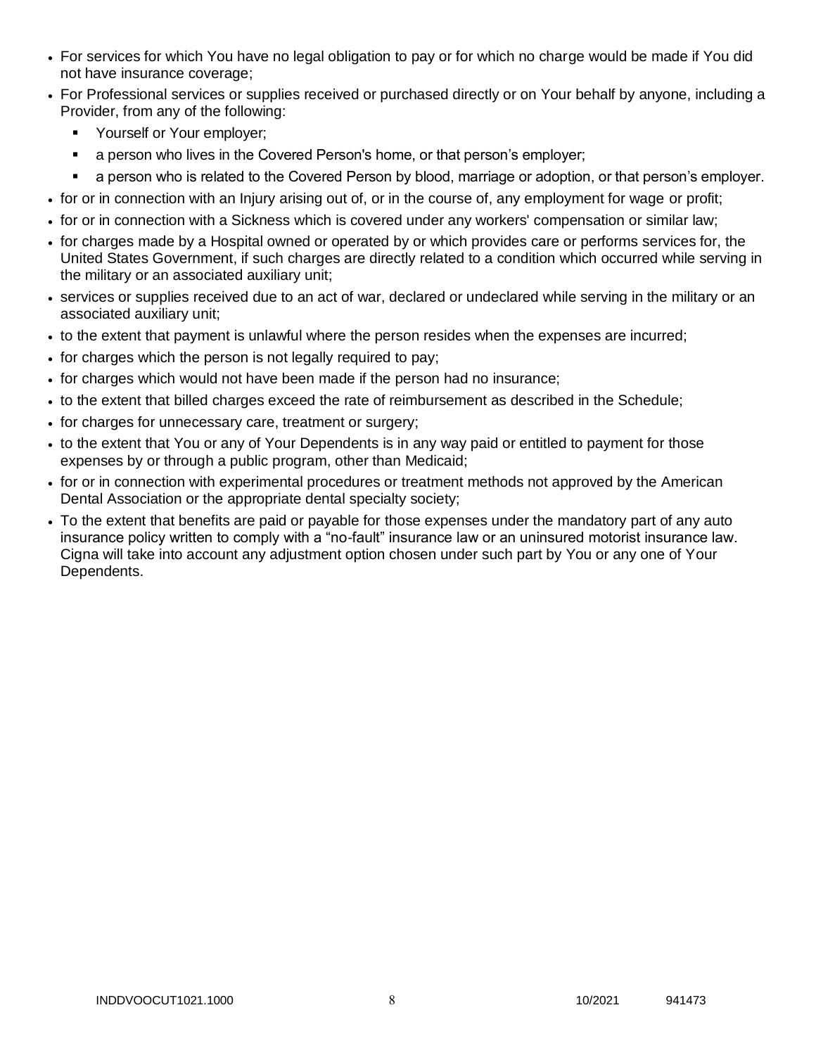- For services for which You have no legal obligation to pay or for which no charge would be made if You did not have insurance coverage;
- For Professional services or supplies received or purchased directly or on Your behalf by anyone, including a Provider, from any of the following:
  - Yourself or Your employer;
  - a person who lives in the Covered Person's home, or that person's employer;
  - a person who is related to the Covered Person by blood, marriage or adoption, or that person's employer.
- for or in connection with an Injury arising out of, or in the course of, any employment for wage or profit;
- for or in connection with a Sickness which is covered under any workers' compensation or similar law;
- for charges made by a Hospital owned or operated by or which provides care or performs services for, the United States Government, if such charges are directly related to a condition which occurred while serving in the military or an associated auxiliary unit;
- services or supplies received due to an act of war, declared or undeclared while serving in the military or an associated auxiliary unit;
- to the extent that payment is unlawful where the person resides when the expenses are incurred;
- for charges which the person is not legally required to pay;
- for charges which would not have been made if the person had no insurance;
- to the extent that billed charges exceed the rate of reimbursement as described in the Schedule;
- for charges for unnecessary care, treatment or surgery;
- to the extent that You or any of Your Dependents is in any way paid or entitled to payment for those expenses by or through a public program, other than Medicaid;
- for or in connection with experimental procedures or treatment methods not approved by the American Dental Association or the appropriate dental specialty society;
- To the extent that benefits are paid or payable for those expenses under the mandatory part of any auto insurance policy written to comply with a "no-fault" insurance law or an uninsured motorist insurance law. Cigna will take into account any adjustment option chosen under such part by You or any one of Your Dependents.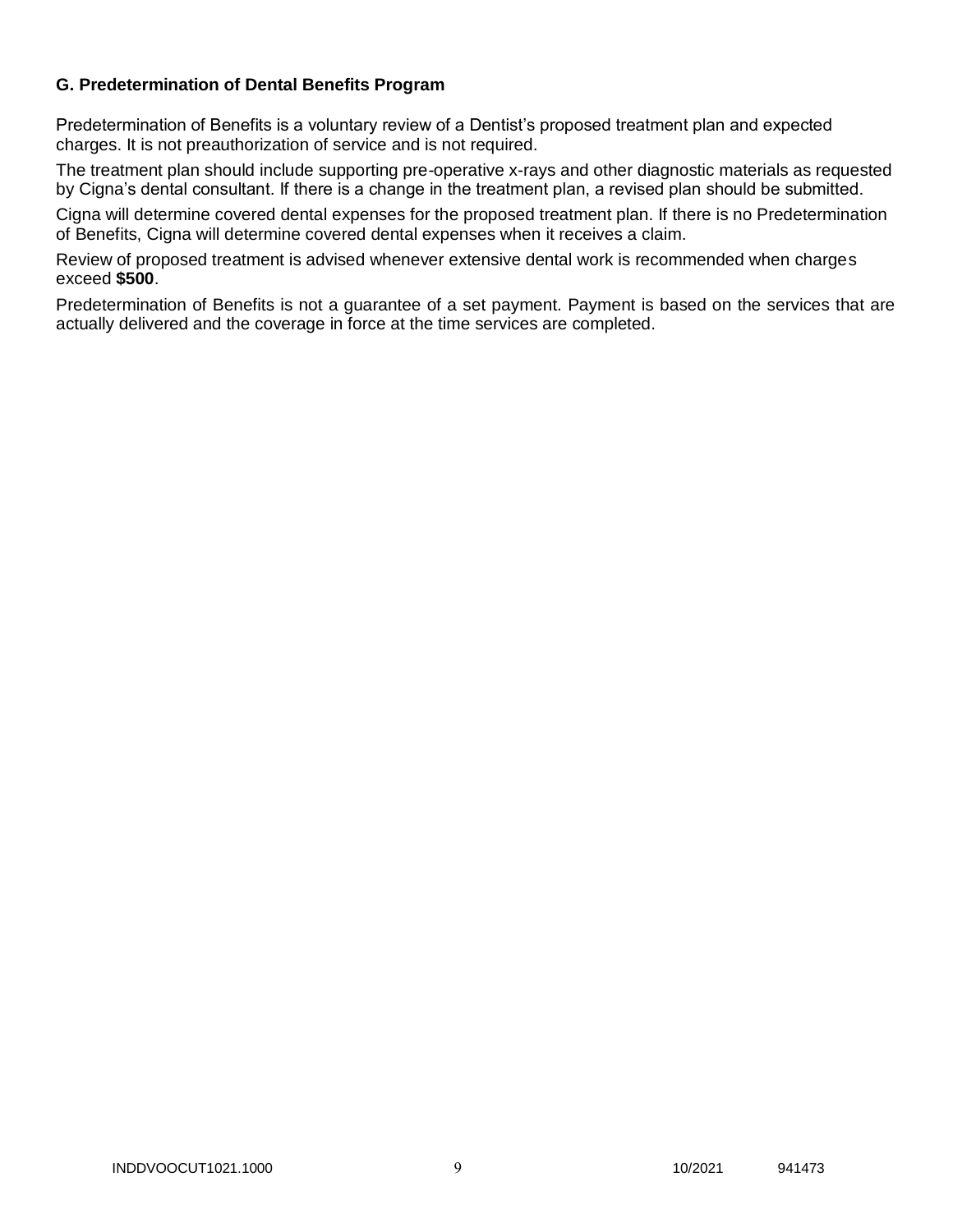### G. Predetermination of Dental Benefits Program

Predetermination of Benefits is a voluntary review of a Dentist's proposed treatment plan and expected charges. It is not preauthorization of service and is not required.

The treatment plan should include supporting pre-operative x-rays and other diagnostic materials as requested by Cigna's dental consultant. If there is a change in the treatment plan, a revised plan should be submitted.

Cigna will determine covered dental expenses for the proposed treatment plan. If there is no Predetermination of Benefits, Cigna will determine covered dental expenses when it receives a claim.

Review of proposed treatment is advised whenever extensive dental work is recommended when charges exceed **$500**.

Predetermination of Benefits is not a guarantee of a set payment. Payment is based on the services that are actually delivered and the coverage in force at the time services are completed.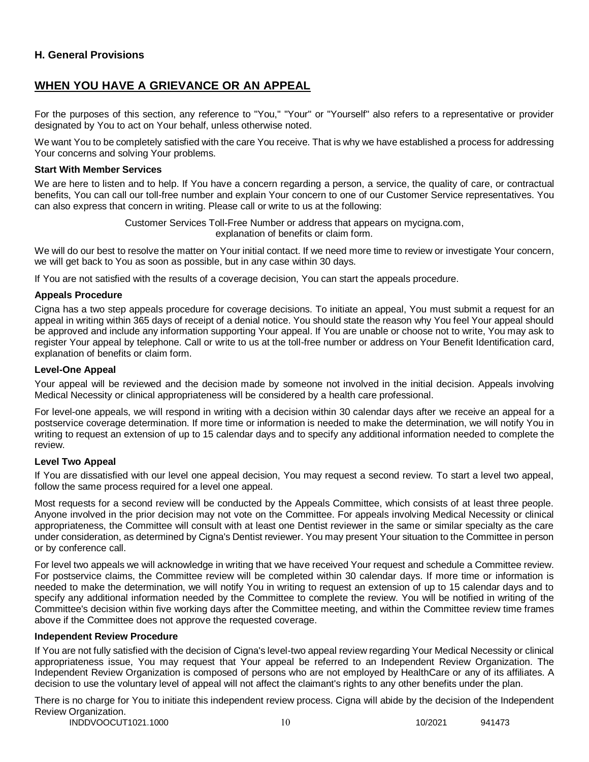### H. General Provisions

## WHEN YOU HAVE A GRIEVANCE OR AN APPEAL

For the purposes of this section, any reference to "You," "Your" or "Yourself" also refers to a representative or provider designated by You to act on Your behalf, unless otherwise noted.

We want You to be completely satisfied with the care You receive. That is why we have established a process for addressing Your concerns and solving Your problems.

**Start With Member Services**

We are here to listen and to help. If You have a concern regarding a person, a service, the quality of care, or contractual benefits, You can call our toll-free number and explain Your concern to one of our Customer Service representatives. You can also express that concern in writing. Please call or write to us at the following:

Customer Services Toll-Free Number or address that appears on mycigna.com, explanation of benefits or claim form.

We will do our best to resolve the matter on Your initial contact. If we need more time to review or investigate Your concern, we will get back to You as soon as possible, but in any case within 30 days.

If You are not satisfied with the results of a coverage decision, You can start the appeals procedure.

**Appeals Procedure**

Cigna has a two step appeals procedure for coverage decisions. To initiate an appeal, You must submit a request for an appeal in writing within 365 days of receipt of a denial notice. You should state the reason why You feel Your appeal should be approved and include any information supporting Your appeal. If You are unable or choose not to write, You may ask to register Your appeal by telephone. Call or write to us at the toll-free number or address on Your Benefit Identification card, explanation of benefits or claim form.

**Level-One Appeal**

Your appeal will be reviewed and the decision made by someone not involved in the initial decision. Appeals involving Medical Necessity or clinical appropriateness will be considered by a health care professional.

For level-one appeals, we will respond in writing with a decision within 30 calendar days after we receive an appeal for a postservice coverage determination. If more time or information is needed to make the determination, we will notify You in writing to request an extension of up to 15 calendar days and to specify any additional information needed to complete the review.

**Level Two Appeal**

If You are dissatisfied with our level one appeal decision, You may request a second review. To start a level two appeal, follow the same process required for a level one appeal.

Most requests for a second review will be conducted by the Appeals Committee, which consists of at least three people. Anyone involved in the prior decision may not vote on the Committee. For appeals involving Medical Necessity or clinical appropriateness, the Committee will consult with at least one Dentist reviewer in the same or similar specialty as the care under consideration, as determined by Cigna's Dentist reviewer. You may present Your situation to the Committee in person or by conference call.

For level two appeals we will acknowledge in writing that we have received Your request and schedule a Committee review. For postservice claims, the Committee review will be completed within 30 calendar days. If more time or information is needed to make the determination, we will notify You in writing to request an extension of up to 15 calendar days and to specify any additional information needed by the Committee to complete the review. You will be notified in writing of the Committee's decision within five working days after the Committee meeting, and within the Committee review time frames above if the Committee does not approve the requested coverage.

**Independent Review Procedure**

If You are not fully satisfied with the decision of Cigna's level-two appeal review regarding Your Medical Necessity or clinical appropriateness issue, You may request that Your appeal be referred to an Independent Review Organization. The Independent Review Organization is composed of persons who are not employed by HealthCare or any of its affiliates. A decision to use the voluntary level of appeal will not affect the claimant's rights to any other benefits under the plan.

There is no charge for You to initiate this independent review process. Cigna will abide by the decision of the Independent Review Organization.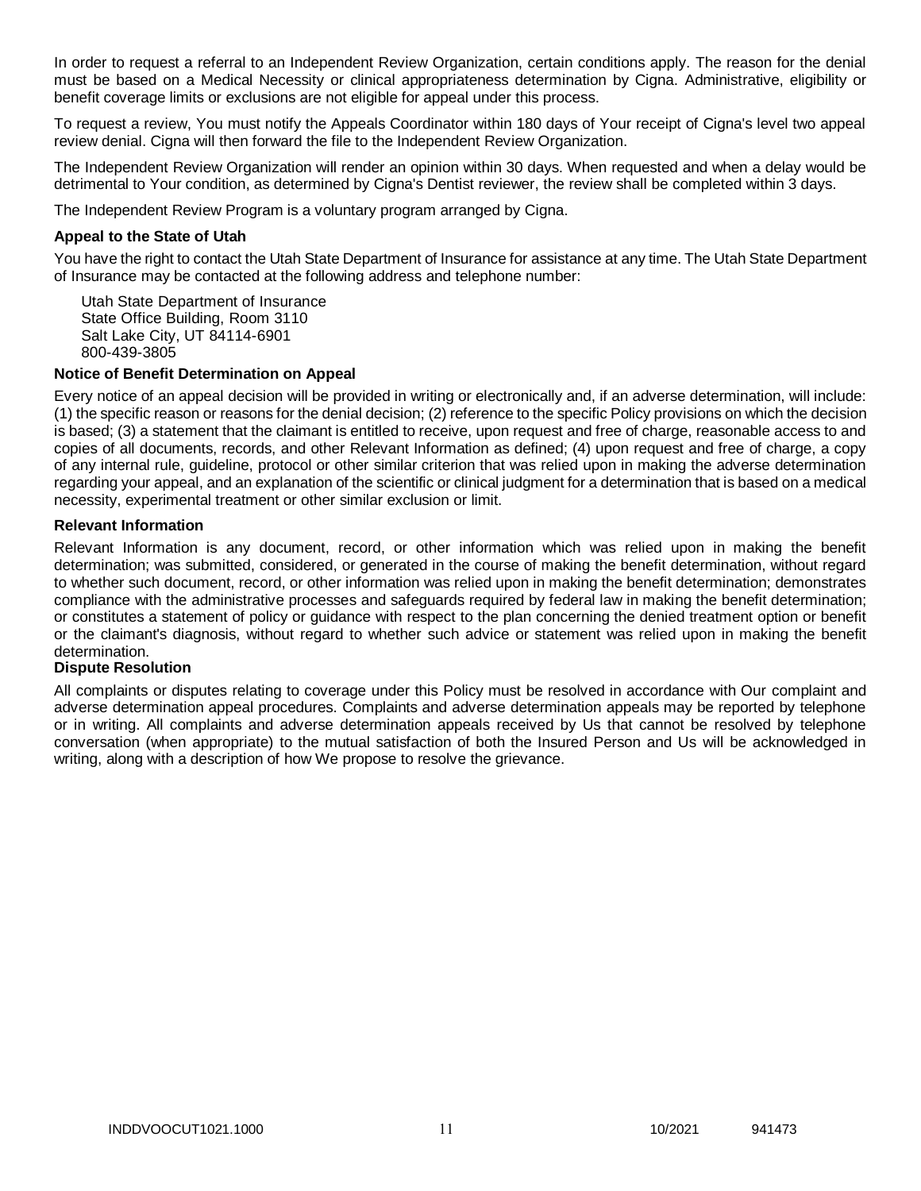In order to request a referral to an Independent Review Organization, certain conditions apply. The reason for the denial must be based on a Medical Necessity or clinical appropriateness determination by Cigna. Administrative, eligibility or benefit coverage limits or exclusions are not eligible for appeal under this process.

To request a review, You must notify the Appeals Coordinator within 180 days of Your receipt of Cigna's level two appeal review denial. Cigna will then forward the file to the Independent Review Organization.

The Independent Review Organization will render an opinion within 30 days. When requested and when a delay would be detrimental to Your condition, as determined by Cigna's Dentist reviewer, the review shall be completed within 3 days.

The Independent Review Program is a voluntary program arranged by Cigna.

**Appeal to the State of Utah**

You have the right to contact the Utah State Department of Insurance for assistance at any time. The Utah State Department of Insurance may be contacted at the following address and telephone number:

Utah State Department of Insurance
State Office Building, Room 3110
Salt Lake City, UT 84114-6901
800-439-3805

**Notice of Benefit Determination on Appeal**

Every notice of an appeal decision will be provided in writing or electronically and, if an adverse determination, will include: (1) the specific reason or reasons for the denial decision; (2) reference to the specific Policy provisions on which the decision is based; (3) a statement that the claimant is entitled to receive, upon request and free of charge, reasonable access to and copies of all documents, records, and other Relevant Information as defined; (4) upon request and free of charge, a copy of any internal rule, guideline, protocol or other similar criterion that was relied upon in making the adverse determination regarding your appeal, and an explanation of the scientific or clinical judgment for a determination that is based on a medical necessity, experimental treatment or other similar exclusion or limit.

**Relevant Information**

Relevant Information is any document, record, or other information which was relied upon in making the benefit determination; was submitted, considered, or generated in the course of making the benefit determination, without regard to whether such document, record, or other information was relied upon in making the benefit determination; demonstrates compliance with the administrative processes and safeguards required by federal law in making the benefit determination; or constitutes a statement of policy or guidance with respect to the plan concerning the denied treatment option or benefit or the claimant's diagnosis, without regard to whether such advice or statement was relied upon in making the benefit determination.

**Dispute Resolution**

All complaints or disputes relating to coverage under this Policy must be resolved in accordance with Our complaint and adverse determination appeal procedures. Complaints and adverse determination appeals may be reported by telephone or in writing. All complaints and adverse determination appeals received by Us that cannot be resolved by telephone conversation (when appropriate) to the mutual satisfaction of both the Insured Person and Us will be acknowledged in writing, along with a description of how We propose to resolve the grievance.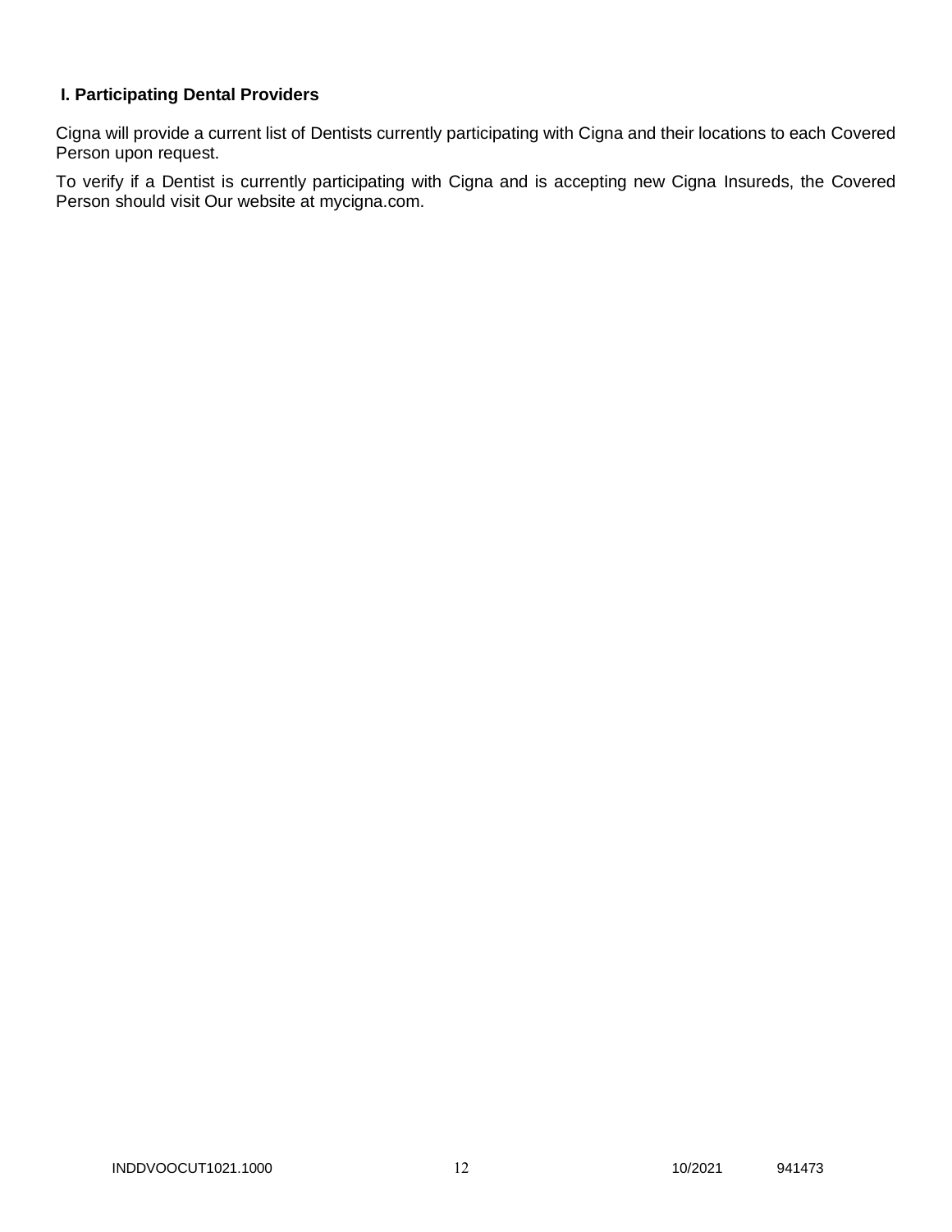## I. Participating Dental Providers

Cigna will provide a current list of Dentists currently participating with Cigna and their locations to each Covered Person upon request.

To verify if a Dentist is currently participating with Cigna and is accepting new Cigna Insureds, the Covered Person should visit Our website at mycigna.com.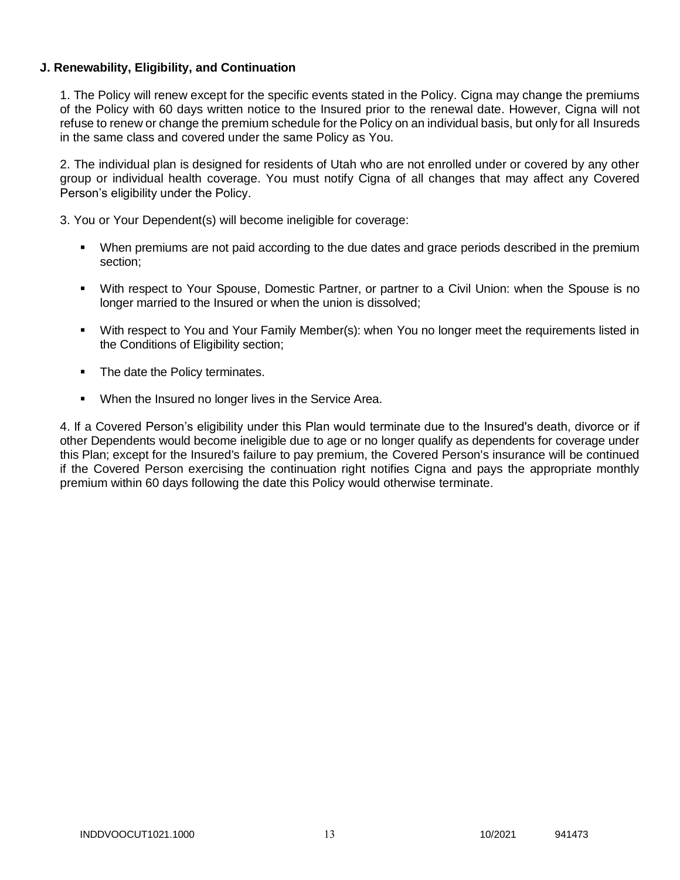**J. Renewability, Eligibility, and Continuation**

1. The Policy will renew except for the specific events stated in the Policy. Cigna may change the premiums of the Policy with 60 days written notice to the Insured prior to the renewal date. However, Cigna will not refuse to renew or change the premium schedule for the Policy on an individual basis, but only for all Insureds in the same class and covered under the same Policy as You.

2. The individual plan is designed for residents of Utah who are not enrolled under or covered by any other group or individual health coverage. You must notify Cigna of all changes that may affect any Covered Person's eligibility under the Policy.

3. You or Your Dependent(s) will become ineligible for coverage:

- When premiums are not paid according to the due dates and grace periods described in the premium section;
- With respect to Your Spouse, Domestic Partner, or partner to a Civil Union: when the Spouse is no longer married to the Insured or when the union is dissolved;
- With respect to You and Your Family Member(s): when You no longer meet the requirements listed in the Conditions of Eligibility section;
- The date the Policy terminates.
- When the Insured no longer lives in the Service Area.

4. If a Covered Person's eligibility under this Plan would terminate due to the Insured's death, divorce or if other Dependents would become ineligible due to age or no longer qualify as dependents for coverage under this Plan; except for the Insured's failure to pay premium, the Covered Person's insurance will be continued if the Covered Person exercising the continuation right notifies Cigna and pays the appropriate monthly premium within 60 days following the date this Policy would otherwise terminate.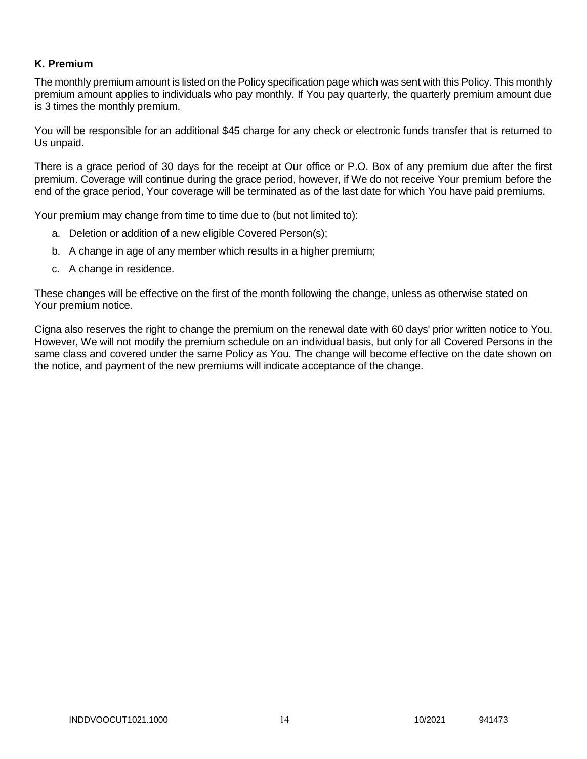### K. Premium

The monthly premium amount is listed on the Policy specification page which was sent with this Policy. This monthly premium amount applies to individuals who pay monthly. If You pay quarterly, the quarterly premium amount due is 3 times the monthly premium.

You will be responsible for an additional $45 charge for any check or electronic funds transfer that is returned to Us unpaid.

There is a grace period of 30 days for the receipt at Our office or P.O. Box of any premium due after the first premium. Coverage will continue during the grace period, however, if We do not receive Your premium before the end of the grace period, Your coverage will be terminated as of the last date for which You have paid premiums.

Your premium may change from time to time due to (but not limited to):

a. Deletion or addition of a new eligible Covered Person(s);
b. A change in age of any member which results in a higher premium;
c. A change in residence.

These changes will be effective on the first of the month following the change, unless as otherwise stated on Your premium notice.

Cigna also reserves the right to change the premium on the renewal date with 60 days' prior written notice to You. However, We will not modify the premium schedule on an individual basis, but only for all Covered Persons in the same class and covered under the same Policy as You. The change will become effective on the date shown on the notice, and payment of the new premiums will indicate acceptance of the change.